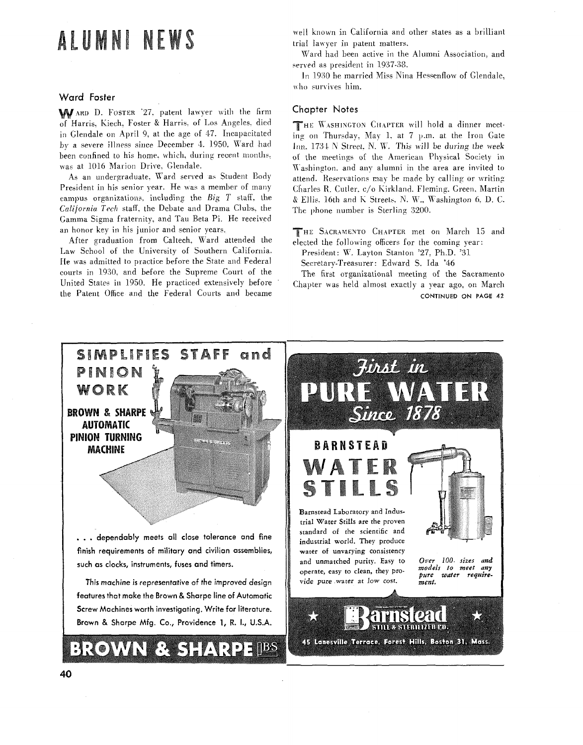# ALUMNI NEWS

## Ward Foster

WARD D. FOSTER '27, patent lawyer with the firm of Harris, Kiech, Foster & Harris, of Los Angeles, died in Glendale on April 9, at the age of 47. Incapacitated by a severe illness since December 4, 1950, Ward had been confined to his home, which, during recent months, was at 1016 Marion Drive, Glendale.

As an undergraduate, Ward served as Student Body President in his senior year. He was a member of many campus organizations, including the *Big T* staff, the *California Tech* staff, the Debate and Drama Clubs, the Gamma Sigma fraternity, and Tau Beta Pi. He received an honor key in his junior and senior years.

After graduation from Caltech, Ward attended the Law School of the University of Southern California. He was admitted to practice before the State and Federal courts in 1930, and before the Supreme Court of the United States in 1950. He practiced extensively before the Patent Office and the Federal Courts and became well known in California and other states as a brilliant trial lawyer in patent matters.

Ward had been active in the Alumni Association, and served as president in 1937-38.

In 1930 he married Miss Nina Hessenflow of Glendale, who survives him.

## Chapter Notes

THE WASHINGTON CHAPTER will hold a dinner meeting on Thursday, May 1, at 7 p.m. at the Iron Gate Inn, 1734 N Street, N. W. This will be during the week of the meetings of the American Physical Society in Washington, and any alumni in the area are invited to attend. Reservations may be made by calling or writing Charles R. Cutler, c/o Kirkland, Fleming, Green, Martin & Ellis, 16th and K Streets, N. W., Washington 6, D. C. The phone number is Sterling 3200.

THE SACRAMENTO CHAPTER met on March 15 and elected the following officers for the coming year:

President: W. Layton Stanton '27, Ph.D. '31

Secretary-Treasurer: Edward S. Ida '46

The first organizational meeting of the Sacramento Chapter was held almost exactly a year ago, on March

CONTINUED ON PAGE 42

---

**SIMPLIFIES STAFF and PINION WORK**

**BROWN & SHARPE AUTOMATIC PINION TURNING MACHINE**

. . . dependably meets all close tolerance and fine finish requirements of military and civilian assemblies, such as clocks, instruments, fuses and timers.

*This machine is representative of the improved design features that make the Brown & Sharpe line of Automatic Screw Machines worth investigating. Write for literature.*

Brown & Sharpe Mfg. Co., Providence 1, R. I., U.S.A.

**BROWN & SHARPE** BS

---

*First in* **PURE WATER** *Since 1878*

**BARNSTEAD WATER STILLS**

Barnstead Laboratory and Industrial Water Stills are the proven standard of the scientific and industrial world. They produce water of unvarying consistency and unmatched purity. Easy to operate, easy to clean, they provide pure water at low cost.

*Over 100 sizes and models to meet any pure water requirement.*

**Barnstead** STILL & STERILIZER CO.

45 Lanesville Terrace, Forest Hills, Boston 31, Mass.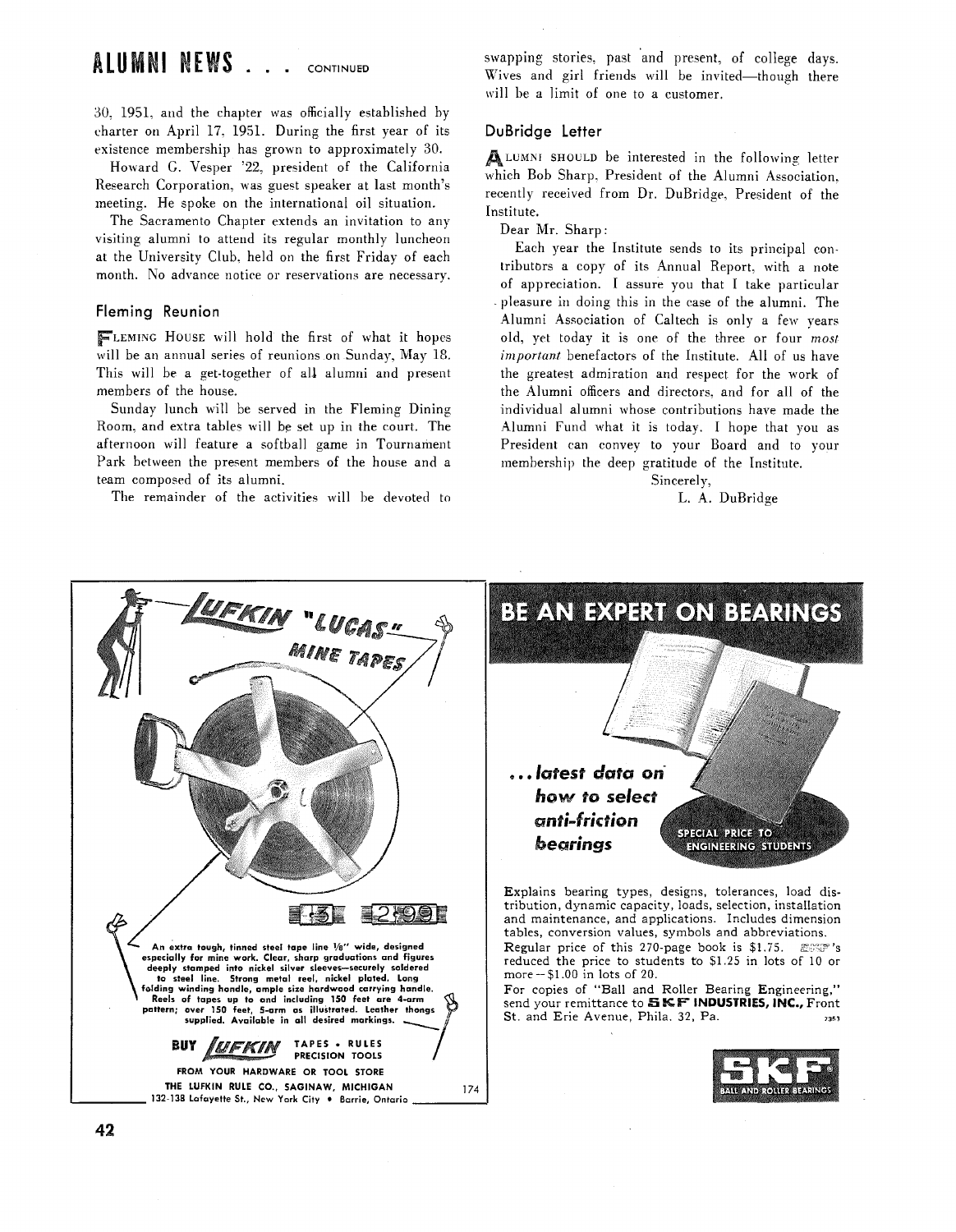## ALUMNI NEWS . . . CONTINUED

30, 1951, and the chapter was officially established by charter on April 17, 1951. During the first year of its existence membership has grown to approximately 30.

Howard G. Vesper '22, president of the California Research Corporation, was guest speaker at last month's meeting. He spoke on the international oil situation.

The Sacramento Chapter extends an invitation to any visiting alumni to attend its regular monthly luncheon at the University Club, held on the first Friday of each month. No advance notice or reservations are necessary.

### Fleming Reunion

FLEMING HOUSE will hold the first of what it hopes will be an annual series of reunions on Sunday, May 18. This will be a get-together of all alumni and present members of the house.

Sunday lunch will be served in the Fleming Dining Room, and extra tables will be set up in the court. The afternoon will feature a softball game in Tournament Park between the present members of the house and a team composed of its alumni.

The remainder of the activities will be devoted to swapping stories, past and present, of college days. Wives and girl friends will be invited—though there will be a limit of one to a customer.

### DuBridge Letter

ALUMNI SHOULD be interested in the following letter which Bob Sharp, President of the Alumni Association, recently received from Dr. DuBridge, President of the Institute.

Dear Mr. Sharp:

Each year the Institute sends to its principal contributors a copy of its Annual Report, with a note of appreciation. I assure you that I take particular pleasure in doing this in the case of the alumni. The Alumni Association of Caltech is only a few years old, yet today it is one of the three or four *most important* benefactors of the Institute. All of us have the greatest admiration and respect for the work of the Alumni officers and directors, and for all of the individual alumni whose contributions have made the Alumni Fund what it is today. I hope that you as President can convey to your Board and to your membership the deep gratitude of the Institute.

Sincerely,
L. A. DuBridge

---

**LUFKIN "LUCAS" MINE TAPES**

An extra tough, tinned steel tape line 1/8" wide, designed especially for mine work. Clear, sharp graduations and figures deeply stamped into nickel silver sleeves—securely soldered to steel line. Strong metal reel, nickel plated. Long folding winding handle, ample size hardwood carrying handle. Reels of tapes up to and including 150 feet are 4-arm pattern; over 150 feet, 5-arm as illustrated. Leather thongs supplied. Available in all desired markings.

BUY LUFKIN TAPES • RULES PRECISION TOOLS

FROM YOUR HARDWARE OR TOOL STORE

THE LUFKIN RULE CO., SAGINAW, MICHIGAN
132-138 Lafayette St., New York City • Barrie, Ontario

174

---

**BE AN EXPERT ON BEARINGS**

*...latest data on how to select anti-friction bearings*

SPECIAL PRICE TO ENGINEERING STUDENTS

Explains bearing types, designs, tolerances, load distribution, dynamic capacity, loads, selection, installation and maintenance, and applications. Includes dimension tables, conversion values, symbols and abbreviations. Regular price of this 270-page book is $1.75. SKF's reduced the price to students to $1.25 in lots of 10 or more—$1.00 in lots of 20.

For copies of "Ball and Roller Bearing Engineering," send your remittance to **SKF INDUSTRIES, INC.,** Front St. and Erie Avenue, Phila. 32, Pa.

7353

SKF BALL AND ROLLER BEARINGS